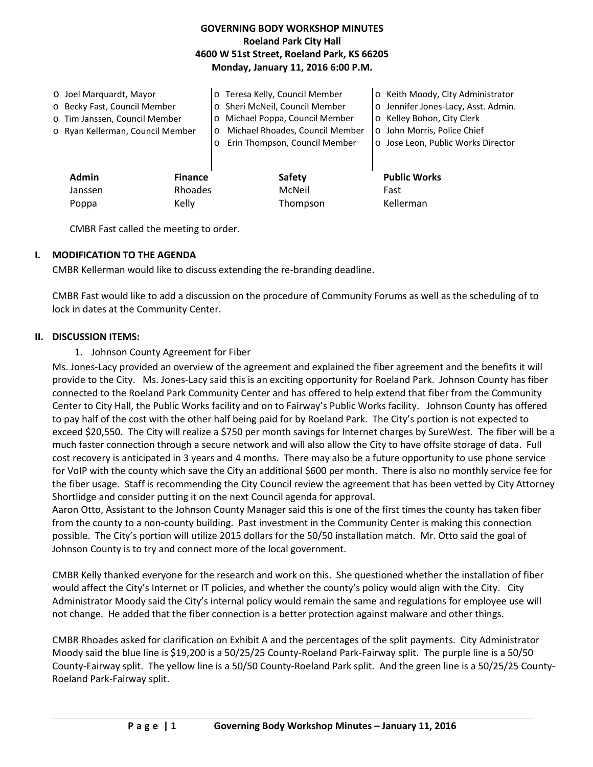**GOVERNING BODY WORKSHOP MINUTES**
**Roeland Park City Hall**
**4600 W 51st Street, Roeland Park, KS 66205**
**Monday, January 11, 2016 6:00 P.M.**

- o Joel Marquardt, Mayor
- o Becky Fast, Council Member
- o Tim Janssen, Council Member
- o Ryan Kellerman, Council Member
- o Teresa Kelly, Council Member
- o Sheri McNeil, Council Member
- o Michael Poppa, Council Member
- o Michael Rhoades, Council Member
- o Erin Thompson, Council Member
- o Keith Moody, City Administrator
- o Jennifer Jones-Lacy, Asst. Admin.
- o Kelley Bohon, City Clerk
- o John Morris, Police Chief
- o Jose Leon, Public Works Director

| Admin | Finance | Safety | Public Works |
|---|---|---|---|
| Janssen | Rhoades | McNeil | Fast |
| Poppa | Kelly | Thompson | Kellerman |

CMBR Fast called the meeting to order.

## I. MODIFICATION TO THE AGENDA

CMBR Kellerman would like to discuss extending the re-branding deadline.

CMBR Fast would like to add a discussion on the procedure of Community Forums as well as the scheduling of to lock in dates at the Community Center.

## II. DISCUSSION ITEMS:

1. Johnson County Agreement for Fiber

Ms. Jones-Lacy provided an overview of the agreement and explained the fiber agreement and the benefits it will provide to the City. Ms. Jones-Lacy said this is an exciting opportunity for Roeland Park. Johnson County has fiber connected to the Roeland Park Community Center and has offered to help extend that fiber from the Community Center to City Hall, the Public Works facility and on to Fairway's Public Works facility. Johnson County has offered to pay half of the cost with the other half being paid for by Roeland Park. The City's portion is not expected to exceed $20,550. The City will realize a $750 per month savings for Internet charges by SureWest. The fiber will be a much faster connection through a secure network and will also allow the City to have offsite storage of data. Full cost recovery is anticipated in 3 years and 4 months. There may also be a future opportunity to use phone service for VoIP with the county which save the City an additional $600 per month. There is also no monthly service fee for the fiber usage. Staff is recommending the City Council review the agreement that has been vetted by City Attorney Shortlidge and consider putting it on the next Council agenda for approval.

Aaron Otto, Assistant to the Johnson County Manager said this is one of the first times the county has taken fiber from the county to a non-county building. Past investment in the Community Center is making this connection possible. The City's portion will utilize 2015 dollars for the 50/50 installation match. Mr. Otto said the goal of Johnson County is to try and connect more of the local government.

CMBR Kelly thanked everyone for the research and work on this. She questioned whether the installation of fiber would affect the City's Internet or IT policies, and whether the county's policy would align with the City. City Administrator Moody said the City's internal policy would remain the same and regulations for employee use will not change. He added that the fiber connection is a better protection against malware and other things.

CMBR Rhoades asked for clarification on Exhibit A and the percentages of the split payments. City Administrator Moody said the blue line is $19,200 is a 50/25/25 County-Roeland Park-Fairway split. The purple line is a 50/50 County-Fairway split. The yellow line is a 50/50 County-Roeland Park split. And the green line is a 50/25/25 County-Roeland Park-Fairway split.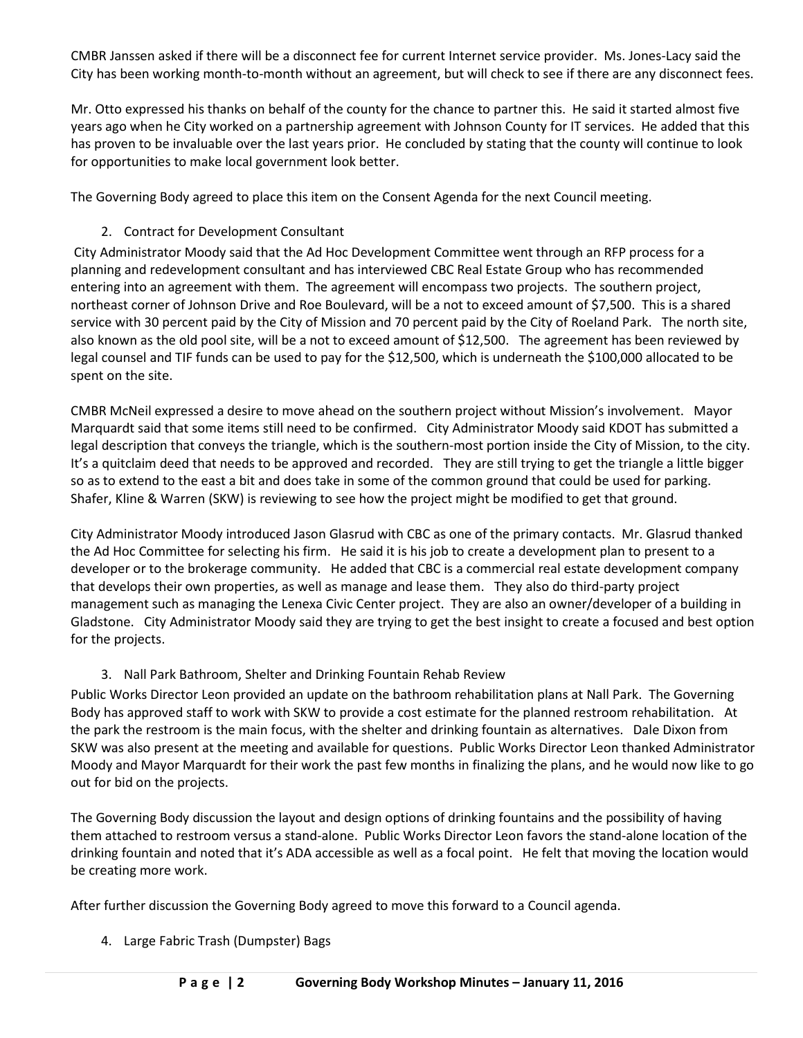CMBR Janssen asked if there will be a disconnect fee for current Internet service provider. Ms. Jones-Lacy said the City has been working month-to-month without an agreement, but will check to see if there are any disconnect fees.

Mr. Otto expressed his thanks on behalf of the county for the chance to partner this. He said it started almost five years ago when he City worked on a partnership agreement with Johnson County for IT services. He added that this has proven to be invaluable over the last years prior. He concluded by stating that the county will continue to look for opportunities to make local government look better.

The Governing Body agreed to place this item on the Consent Agenda for the next Council meeting.

2. Contract for Development Consultant

City Administrator Moody said that the Ad Hoc Development Committee went through an RFP process for a planning and redevelopment consultant and has interviewed CBC Real Estate Group who has recommended entering into an agreement with them. The agreement will encompass two projects. The southern project, northeast corner of Johnson Drive and Roe Boulevard, will be a not to exceed amount of $7,500. This is a shared service with 30 percent paid by the City of Mission and 70 percent paid by the City of Roeland Park. The north site, also known as the old pool site, will be a not to exceed amount of $12,500. The agreement has been reviewed by legal counsel and TIF funds can be used to pay for the $12,500, which is underneath the $100,000 allocated to be spent on the site.

CMBR McNeil expressed a desire to move ahead on the southern project without Mission's involvement. Mayor Marquardt said that some items still need to be confirmed. City Administrator Moody said KDOT has submitted a legal description that conveys the triangle, which is the southern-most portion inside the City of Mission, to the city. It's a quitclaim deed that needs to be approved and recorded. They are still trying to get the triangle a little bigger so as to extend to the east a bit and does take in some of the common ground that could be used for parking. Shafer, Kline & Warren (SKW) is reviewing to see how the project might be modified to get that ground.

City Administrator Moody introduced Jason Glasrud with CBC as one of the primary contacts. Mr. Glasrud thanked the Ad Hoc Committee for selecting his firm. He said it is his job to create a development plan to present to a developer or to the brokerage community. He added that CBC is a commercial real estate development company that develops their own properties, as well as manage and lease them. They also do third-party project management such as managing the Lenexa Civic Center project. They are also an owner/developer of a building in Gladstone. City Administrator Moody said they are trying to get the best insight to create a focused and best option for the projects.

3. Nall Park Bathroom, Shelter and Drinking Fountain Rehab Review

Public Works Director Leon provided an update on the bathroom rehabilitation plans at Nall Park. The Governing Body has approved staff to work with SKW to provide a cost estimate for the planned restroom rehabilitation. At the park the restroom is the main focus, with the shelter and drinking fountain as alternatives. Dale Dixon from SKW was also present at the meeting and available for questions. Public Works Director Leon thanked Administrator Moody and Mayor Marquardt for their work the past few months in finalizing the plans, and he would now like to go out for bid on the projects.

The Governing Body discussion the layout and design options of drinking fountains and the possibility of having them attached to restroom versus a stand-alone. Public Works Director Leon favors the stand-alone location of the drinking fountain and noted that it's ADA accessible as well as a focal point. He felt that moving the location would be creating more work.

After further discussion the Governing Body agreed to move this forward to a Council agenda.

4. Large Fabric Trash (Dumpster) Bags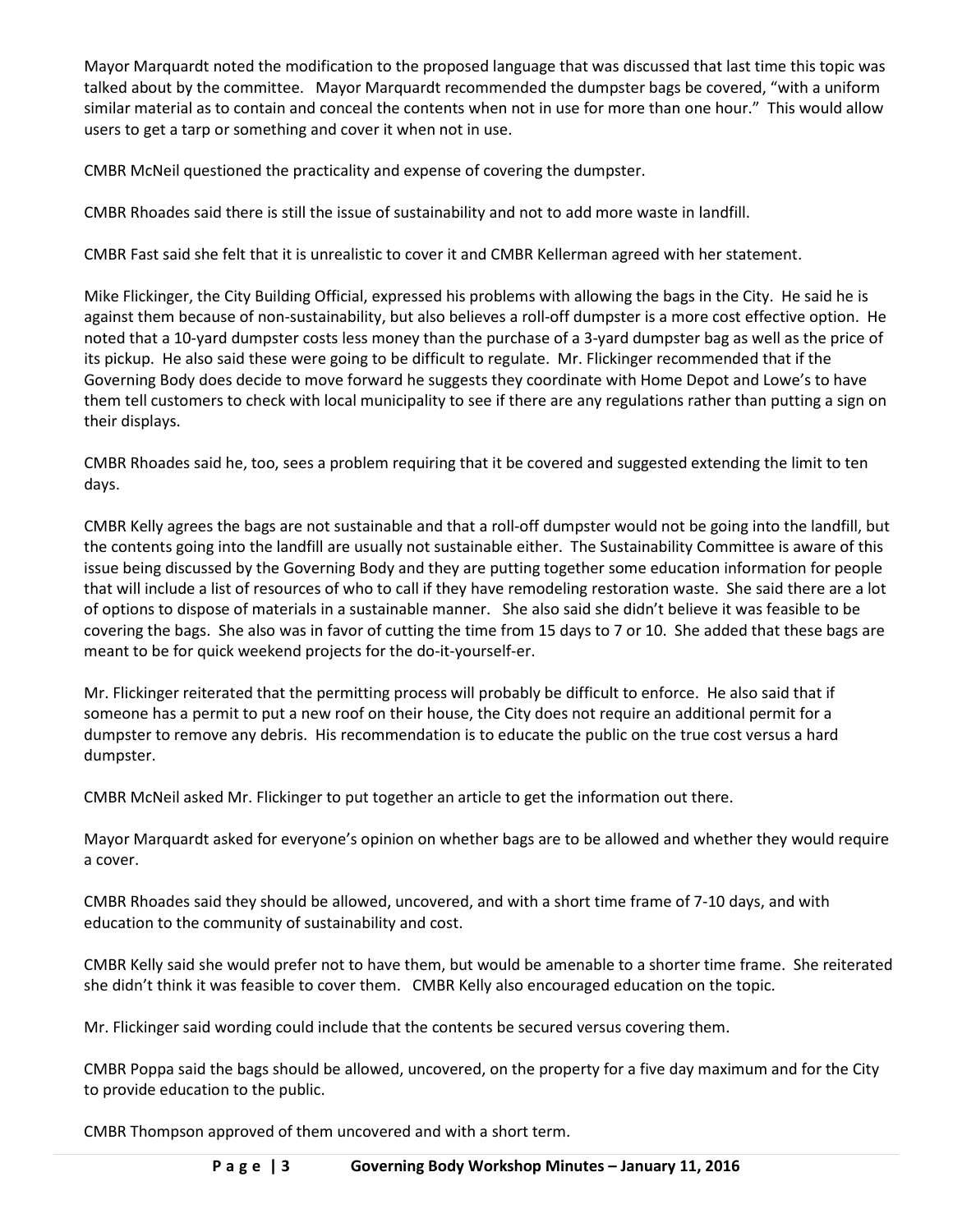Mayor Marquardt noted the modification to the proposed language that was discussed that last time this topic was talked about by the committee. Mayor Marquardt recommended the dumpster bags be covered, "with a uniform similar material as to contain and conceal the contents when not in use for more than one hour." This would allow users to get a tarp or something and cover it when not in use.

CMBR McNeil questioned the practicality and expense of covering the dumpster.

CMBR Rhoades said there is still the issue of sustainability and not to add more waste in landfill.

CMBR Fast said she felt that it is unrealistic to cover it and CMBR Kellerman agreed with her statement.

Mike Flickinger, the City Building Official, expressed his problems with allowing the bags in the City. He said he is against them because of non-sustainability, but also believes a roll-off dumpster is a more cost effective option. He noted that a 10-yard dumpster costs less money than the purchase of a 3-yard dumpster bag as well as the price of its pickup. He also said these were going to be difficult to regulate. Mr. Flickinger recommended that if the Governing Body does decide to move forward he suggests they coordinate with Home Depot and Lowe's to have them tell customers to check with local municipality to see if there are any regulations rather than putting a sign on their displays.

CMBR Rhoades said he, too, sees a problem requiring that it be covered and suggested extending the limit to ten days.

CMBR Kelly agrees the bags are not sustainable and that a roll-off dumpster would not be going into the landfill, but the contents going into the landfill are usually not sustainable either. The Sustainability Committee is aware of this issue being discussed by the Governing Body and they are putting together some education information for people that will include a list of resources of who to call if they have remodeling restoration waste. She said there are a lot of options to dispose of materials in a sustainable manner. She also said she didn't believe it was feasible to be covering the bags. She also was in favor of cutting the time from 15 days to 7 or 10. She added that these bags are meant to be for quick weekend projects for the do-it-yourself-er.

Mr. Flickinger reiterated that the permitting process will probably be difficult to enforce. He also said that if someone has a permit to put a new roof on their house, the City does not require an additional permit for a dumpster to remove any debris. His recommendation is to educate the public on the true cost versus a hard dumpster.

CMBR McNeil asked Mr. Flickinger to put together an article to get the information out there.

Mayor Marquardt asked for everyone's opinion on whether bags are to be allowed and whether they would require a cover.

CMBR Rhoades said they should be allowed, uncovered, and with a short time frame of 7-10 days, and with education to the community of sustainability and cost.

CMBR Kelly said she would prefer not to have them, but would be amenable to a shorter time frame. She reiterated she didn't think it was feasible to cover them. CMBR Kelly also encouraged education on the topic.

Mr. Flickinger said wording could include that the contents be secured versus covering them.

CMBR Poppa said the bags should be allowed, uncovered, on the property for a five day maximum and for the City to provide education to the public.

CMBR Thompson approved of them uncovered and with a short term.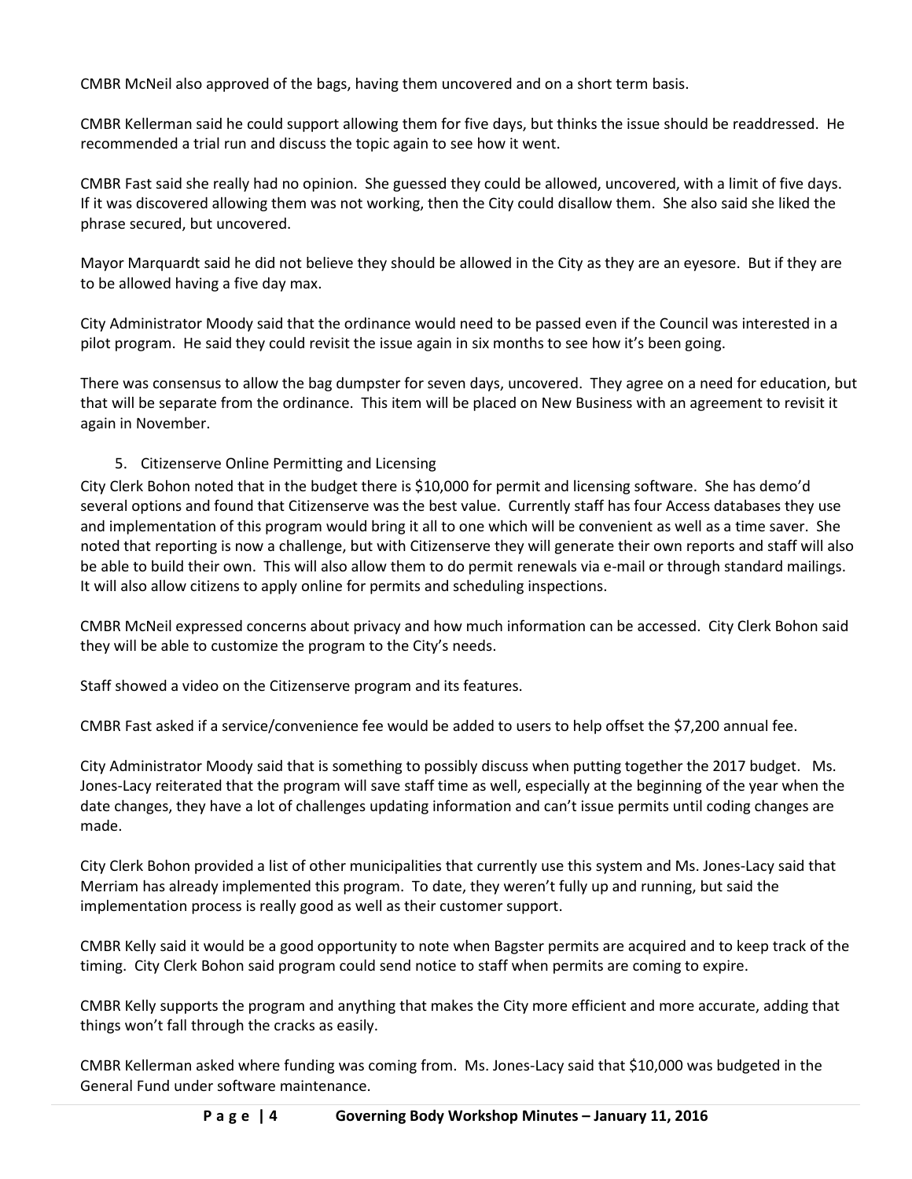CMBR McNeil also approved of the bags, having them uncovered and on a short term basis.

CMBR Kellerman said he could support allowing them for five days, but thinks the issue should be readdressed. He recommended a trial run and discuss the topic again to see how it went.

CMBR Fast said she really had no opinion. She guessed they could be allowed, uncovered, with a limit of five days. If it was discovered allowing them was not working, then the City could disallow them. She also said she liked the phrase secured, but uncovered.

Mayor Marquardt said he did not believe they should be allowed in the City as they are an eyesore. But if they are to be allowed having a five day max.

City Administrator Moody said that the ordinance would need to be passed even if the Council was interested in a pilot program. He said they could revisit the issue again in six months to see how it's been going.

There was consensus to allow the bag dumpster for seven days, uncovered. They agree on a need for education, but that will be separate from the ordinance. This item will be placed on New Business with an agreement to revisit it again in November.

5. Citizenserve Online Permitting and Licensing

City Clerk Bohon noted that in the budget there is $10,000 for permit and licensing software. She has demo'd several options and found that Citizenserve was the best value. Currently staff has four Access databases they use and implementation of this program would bring it all to one which will be convenient as well as a time saver. She noted that reporting is now a challenge, but with Citizenserve they will generate their own reports and staff will also be able to build their own. This will also allow them to do permit renewals via e-mail or through standard mailings. It will also allow citizens to apply online for permits and scheduling inspections.

CMBR McNeil expressed concerns about privacy and how much information can be accessed. City Clerk Bohon said they will be able to customize the program to the City's needs.

Staff showed a video on the Citizenserve program and its features.

CMBR Fast asked if a service/convenience fee would be added to users to help offset the $7,200 annual fee.

City Administrator Moody said that is something to possibly discuss when putting together the 2017 budget. Ms. Jones-Lacy reiterated that the program will save staff time as well, especially at the beginning of the year when the date changes, they have a lot of challenges updating information and can't issue permits until coding changes are made.

City Clerk Bohon provided a list of other municipalities that currently use this system and Ms. Jones-Lacy said that Merriam has already implemented this program. To date, they weren't fully up and running, but said the implementation process is really good as well as their customer support.

CMBR Kelly said it would be a good opportunity to note when Bagster permits are acquired and to keep track of the timing. City Clerk Bohon said program could send notice to staff when permits are coming to expire.

CMBR Kelly supports the program and anything that makes the City more efficient and more accurate, adding that things won't fall through the cracks as easily.

CMBR Kellerman asked where funding was coming from. Ms. Jones-Lacy said that $10,000 was budgeted in the General Fund under software maintenance.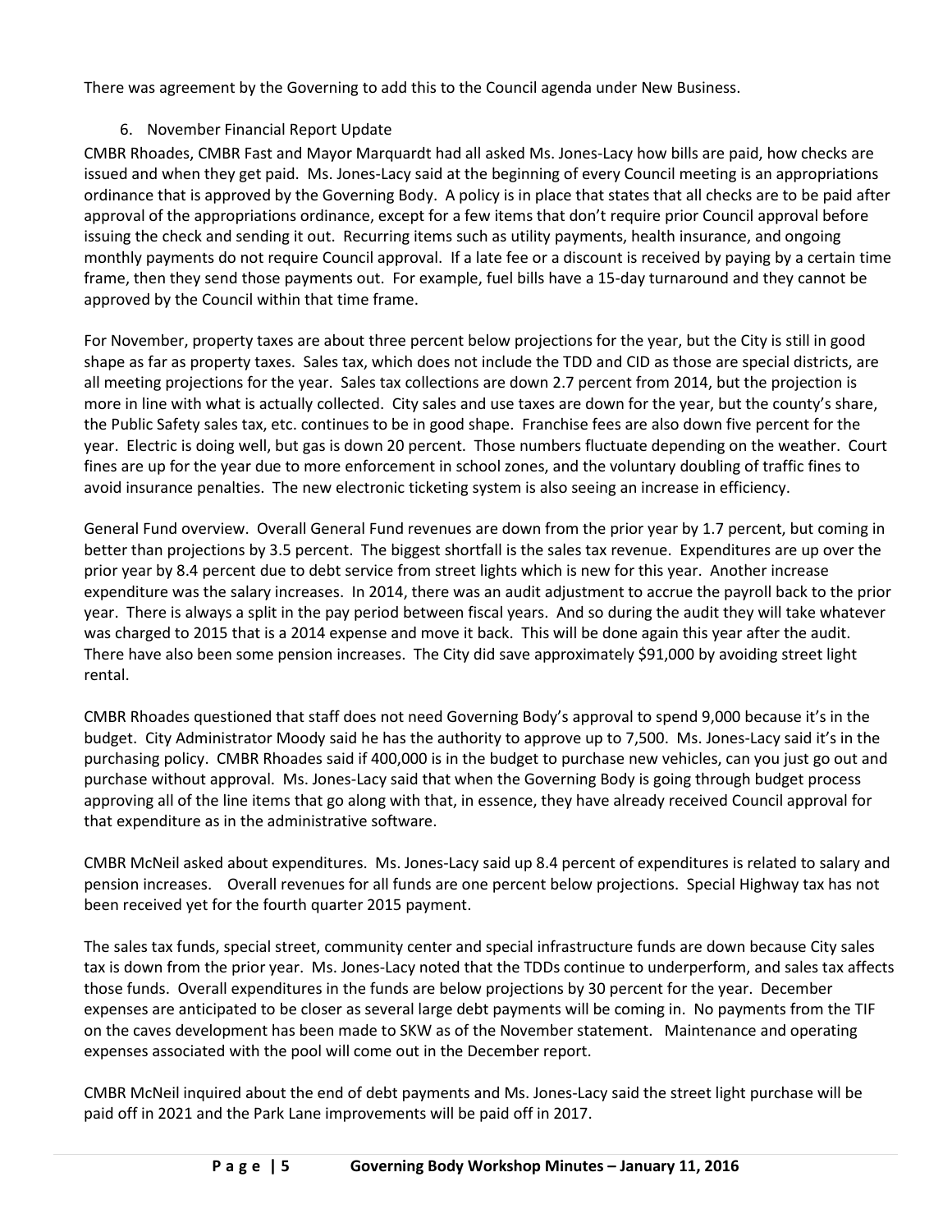There was agreement by the Governing to add this to the Council agenda under New Business.

6. November Financial Report Update

CMBR Rhoades, CMBR Fast and Mayor Marquardt had all asked Ms. Jones-Lacy how bills are paid, how checks are issued and when they get paid. Ms. Jones-Lacy said at the beginning of every Council meeting is an appropriations ordinance that is approved by the Governing Body. A policy is in place that states that all checks are to be paid after approval of the appropriations ordinance, except for a few items that don't require prior Council approval before issuing the check and sending it out. Recurring items such as utility payments, health insurance, and ongoing monthly payments do not require Council approval. If a late fee or a discount is received by paying by a certain time frame, then they send those payments out. For example, fuel bills have a 15-day turnaround and they cannot be approved by the Council within that time frame.

For November, property taxes are about three percent below projections for the year, but the City is still in good shape as far as property taxes. Sales tax, which does not include the TDD and CID as those are special districts, are all meeting projections for the year. Sales tax collections are down 2.7 percent from 2014, but the projection is more in line with what is actually collected. City sales and use taxes are down for the year, but the county's share, the Public Safety sales tax, etc. continues to be in good shape. Franchise fees are also down five percent for the year. Electric is doing well, but gas is down 20 percent. Those numbers fluctuate depending on the weather. Court fines are up for the year due to more enforcement in school zones, and the voluntary doubling of traffic fines to avoid insurance penalties. The new electronic ticketing system is also seeing an increase in efficiency.

General Fund overview. Overall General Fund revenues are down from the prior year by 1.7 percent, but coming in better than projections by 3.5 percent. The biggest shortfall is the sales tax revenue. Expenditures are up over the prior year by 8.4 percent due to debt service from street lights which is new for this year. Another increase expenditure was the salary increases. In 2014, there was an audit adjustment to accrue the payroll back to the prior year. There is always a split in the pay period between fiscal years. And so during the audit they will take whatever was charged to 2015 that is a 2014 expense and move it back. This will be done again this year after the audit. There have also been some pension increases. The City did save approximately $91,000 by avoiding street light rental.

CMBR Rhoades questioned that staff does not need Governing Body's approval to spend 9,000 because it's in the budget. City Administrator Moody said he has the authority to approve up to 7,500. Ms. Jones-Lacy said it's in the purchasing policy. CMBR Rhoades said if 400,000 is in the budget to purchase new vehicles, can you just go out and purchase without approval. Ms. Jones-Lacy said that when the Governing Body is going through budget process approving all of the line items that go along with that, in essence, they have already received Council approval for that expenditure as in the administrative software.

CMBR McNeil asked about expenditures. Ms. Jones-Lacy said up 8.4 percent of expenditures is related to salary and pension increases. Overall revenues for all funds are one percent below projections. Special Highway tax has not been received yet for the fourth quarter 2015 payment.

The sales tax funds, special street, community center and special infrastructure funds are down because City sales tax is down from the prior year. Ms. Jones-Lacy noted that the TDDs continue to underperform, and sales tax affects those funds. Overall expenditures in the funds are below projections by 30 percent for the year. December expenses are anticipated to be closer as several large debt payments will be coming in. No payments from the TIF on the caves development has been made to SKW as of the November statement. Maintenance and operating expenses associated with the pool will come out in the December report.

CMBR McNeil inquired about the end of debt payments and Ms. Jones-Lacy said the street light purchase will be paid off in 2021 and the Park Lane improvements will be paid off in 2017.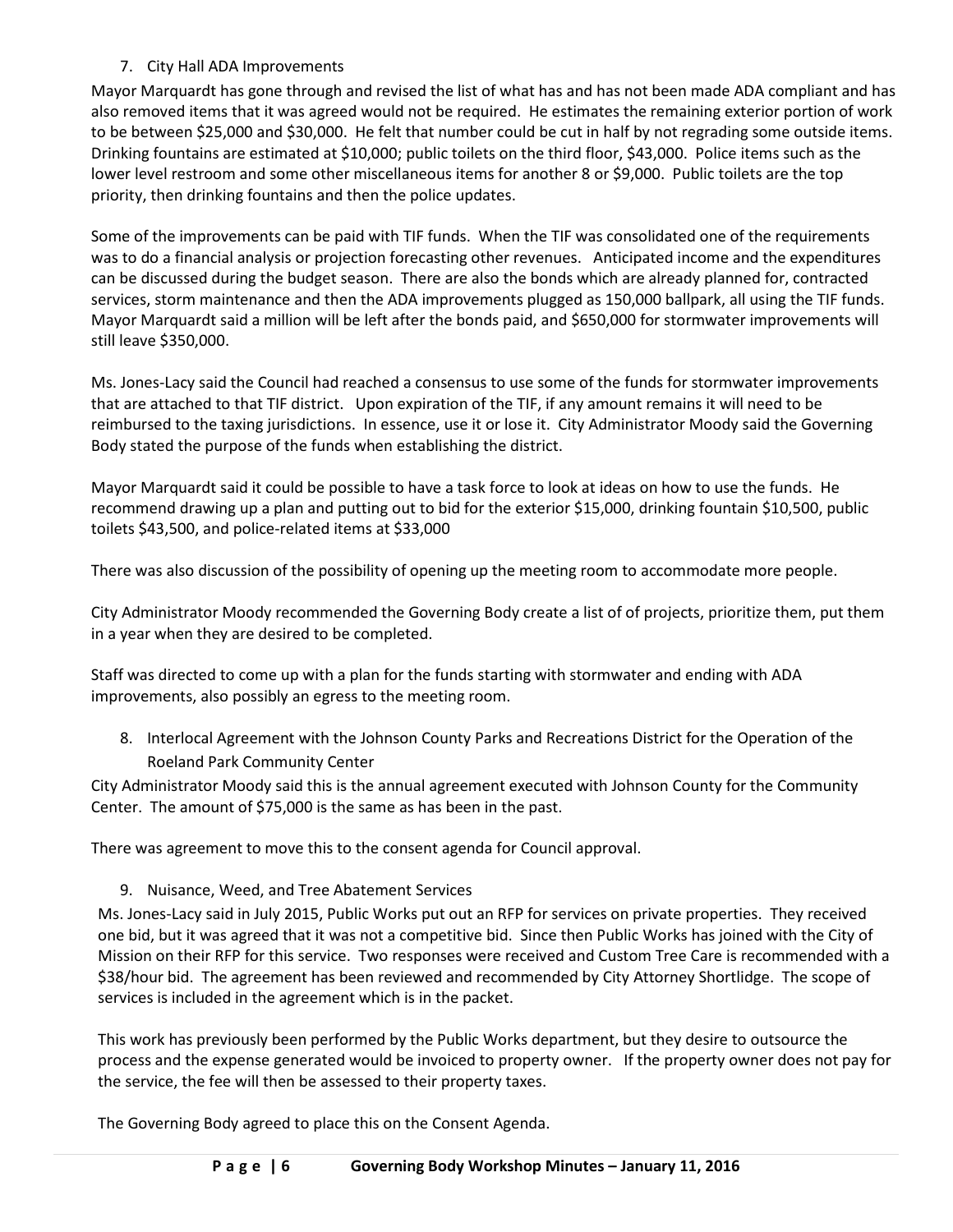7. City Hall ADA Improvements

Mayor Marquardt has gone through and revised the list of what has and has not been made ADA compliant and has also removed items that it was agreed would not be required. He estimates the remaining exterior portion of work to be between $25,000 and $30,000. He felt that number could be cut in half by not regrading some outside items. Drinking fountains are estimated at $10,000; public toilets on the third floor, $43,000. Police items such as the lower level restroom and some other miscellaneous items for another 8 or $9,000. Public toilets are the top priority, then drinking fountains and then the police updates.

Some of the improvements can be paid with TIF funds. When the TIF was consolidated one of the requirements was to do a financial analysis or projection forecasting other revenues. Anticipated income and the expenditures can be discussed during the budget season. There are also the bonds which are already planned for, contracted services, storm maintenance and then the ADA improvements plugged as 150,000 ballpark, all using the TIF funds. Mayor Marquardt said a million will be left after the bonds paid, and $650,000 for stormwater improvements will still leave $350,000.

Ms. Jones-Lacy said the Council had reached a consensus to use some of the funds for stormwater improvements that are attached to that TIF district. Upon expiration of the TIF, if any amount remains it will need to be reimbursed to the taxing jurisdictions. In essence, use it or lose it. City Administrator Moody said the Governing Body stated the purpose of the funds when establishing the district.

Mayor Marquardt said it could be possible to have a task force to look at ideas on how to use the funds. He recommend drawing up a plan and putting out to bid for the exterior $15,000, drinking fountain $10,500, public toilets $43,500, and police-related items at $33,000

There was also discussion of the possibility of opening up the meeting room to accommodate more people.

City Administrator Moody recommended the Governing Body create a list of of projects, prioritize them, put them in a year when they are desired to be completed.

Staff was directed to come up with a plan for the funds starting with stormwater and ending with ADA improvements, also possibly an egress to the meeting room.

8. Interlocal Agreement with the Johnson County Parks and Recreations District for the Operation of the Roeland Park Community Center

City Administrator Moody said this is the annual agreement executed with Johnson County for the Community Center. The amount of $75,000 is the same as has been in the past.

There was agreement to move this to the consent agenda for Council approval.

9. Nuisance, Weed, and Tree Abatement Services

Ms. Jones-Lacy said in July 2015, Public Works put out an RFP for services on private properties. They received one bid, but it was agreed that it was not a competitive bid. Since then Public Works has joined with the City of Mission on their RFP for this service. Two responses were received and Custom Tree Care is recommended with a $38/hour bid. The agreement has been reviewed and recommended by City Attorney Shortlidge. The scope of services is included in the agreement which is in the packet.

This work has previously been performed by the Public Works department, but they desire to outsource the process and the expense generated would be invoiced to property owner. If the property owner does not pay for the service, the fee will then be assessed to their property taxes.

The Governing Body agreed to place this on the Consent Agenda.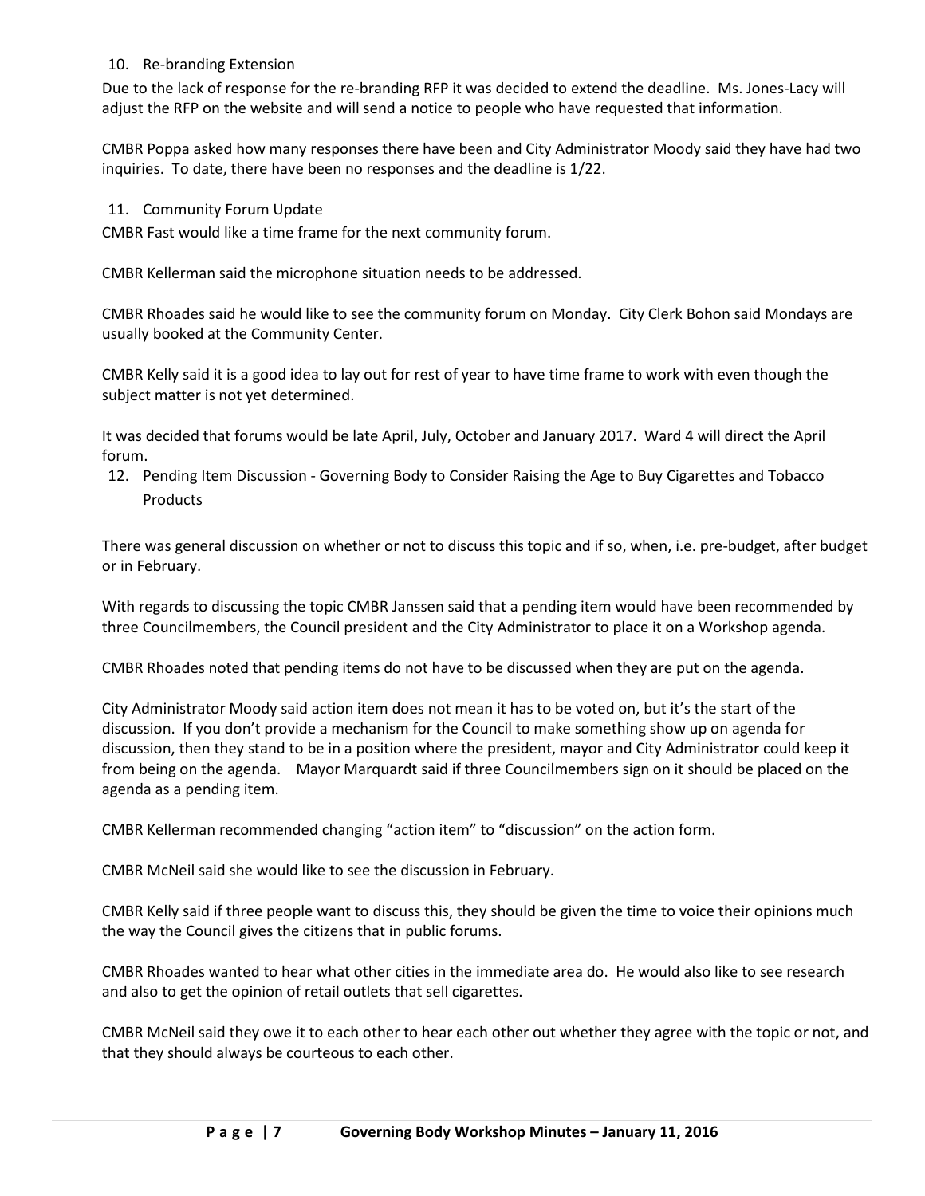10. Re-branding Extension

Due to the lack of response for the re-branding RFP it was decided to extend the deadline. Ms. Jones-Lacy will adjust the RFP on the website and will send a notice to people who have requested that information.

CMBR Poppa asked how many responses there have been and City Administrator Moody said they have had two inquiries. To date, there have been no responses and the deadline is 1/22.

11. Community Forum Update

CMBR Fast would like a time frame for the next community forum.

CMBR Kellerman said the microphone situation needs to be addressed.

CMBR Rhoades said he would like to see the community forum on Monday. City Clerk Bohon said Mondays are usually booked at the Community Center.

CMBR Kelly said it is a good idea to lay out for rest of year to have time frame to work with even though the subject matter is not yet determined.

It was decided that forums would be late April, July, October and January 2017. Ward 4 will direct the April forum.

12. Pending Item Discussion - Governing Body to Consider Raising the Age to Buy Cigarettes and Tobacco Products

There was general discussion on whether or not to discuss this topic and if so, when, i.e. pre-budget, after budget or in February.

With regards to discussing the topic CMBR Janssen said that a pending item would have been recommended by three Councilmembers, the Council president and the City Administrator to place it on a Workshop agenda.

CMBR Rhoades noted that pending items do not have to be discussed when they are put on the agenda.

City Administrator Moody said action item does not mean it has to be voted on, but it's the start of the discussion. If you don't provide a mechanism for the Council to make something show up on agenda for discussion, then they stand to be in a position where the president, mayor and City Administrator could keep it from being on the agenda. Mayor Marquardt said if three Councilmembers sign on it should be placed on the agenda as a pending item.

CMBR Kellerman recommended changing "action item" to "discussion" on the action form.

CMBR McNeil said she would like to see the discussion in February.

CMBR Kelly said if three people want to discuss this, they should be given the time to voice their opinions much the way the Council gives the citizens that in public forums.

CMBR Rhoades wanted to hear what other cities in the immediate area do. He would also like to see research and also to get the opinion of retail outlets that sell cigarettes.

CMBR McNeil said they owe it to each other to hear each other out whether they agree with the topic or not, and that they should always be courteous to each other.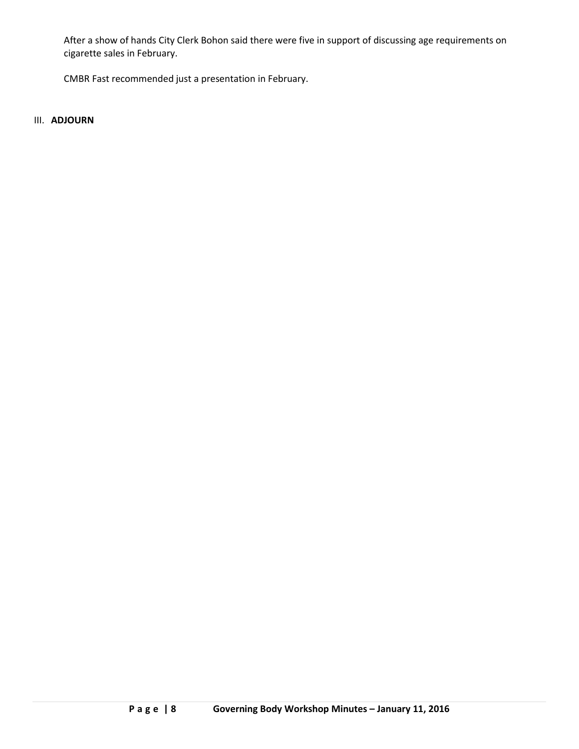After a show of hands City Clerk Bohon said there were five in support of discussing age requirements on cigarette sales in February.

CMBR Fast recommended just a presentation in February.

III. **ADJOURN**